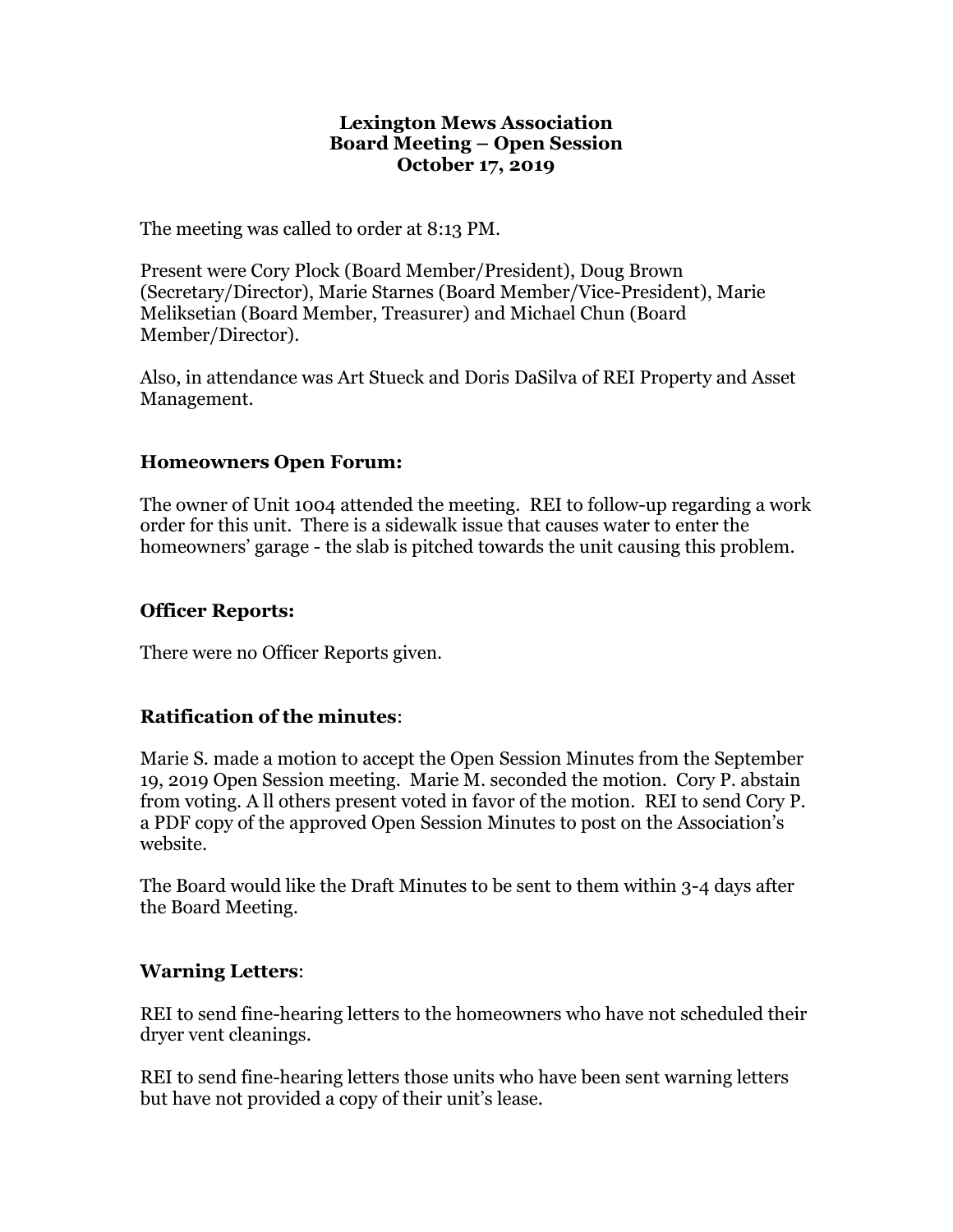**Lexington Mews Association**
**Board Meeting – Open Session**
**October 17, 2019**

The meeting was called to order at 8:13 PM.

Present were Cory Plock (Board Member/President), Doug Brown (Secretary/Director), Marie Starnes (Board Member/Vice-President), Marie Meliksetian (Board Member, Treasurer) and Michael Chun (Board Member/Director).

Also, in attendance was Art Stueck and Doris DaSilva of REI Property and Asset Management.

### Homeowners Open Forum:

The owner of Unit 1004 attended the meeting. REI to follow-up regarding a work order for this unit. There is a sidewalk issue that causes water to enter the homeowners' garage - the slab is pitched towards the unit causing this problem.

### Officer Reports:

There were no Officer Reports given.

### Ratification of the minutes:

Marie S. made a motion to accept the Open Session Minutes from the September 19, 2019 Open Session meeting. Marie M. seconded the motion. Cory P. abstain from voting. A ll others present voted in favor of the motion. REI to send Cory P. a PDF copy of the approved Open Session Minutes to post on the Association's website.

The Board would like the Draft Minutes to be sent to them within 3-4 days after the Board Meeting.

### Warning Letters:

REI to send fine-hearing letters to the homeowners who have not scheduled their dryer vent cleanings.

REI to send fine-hearing letters those units who have been sent warning letters but have not provided a copy of their unit's lease.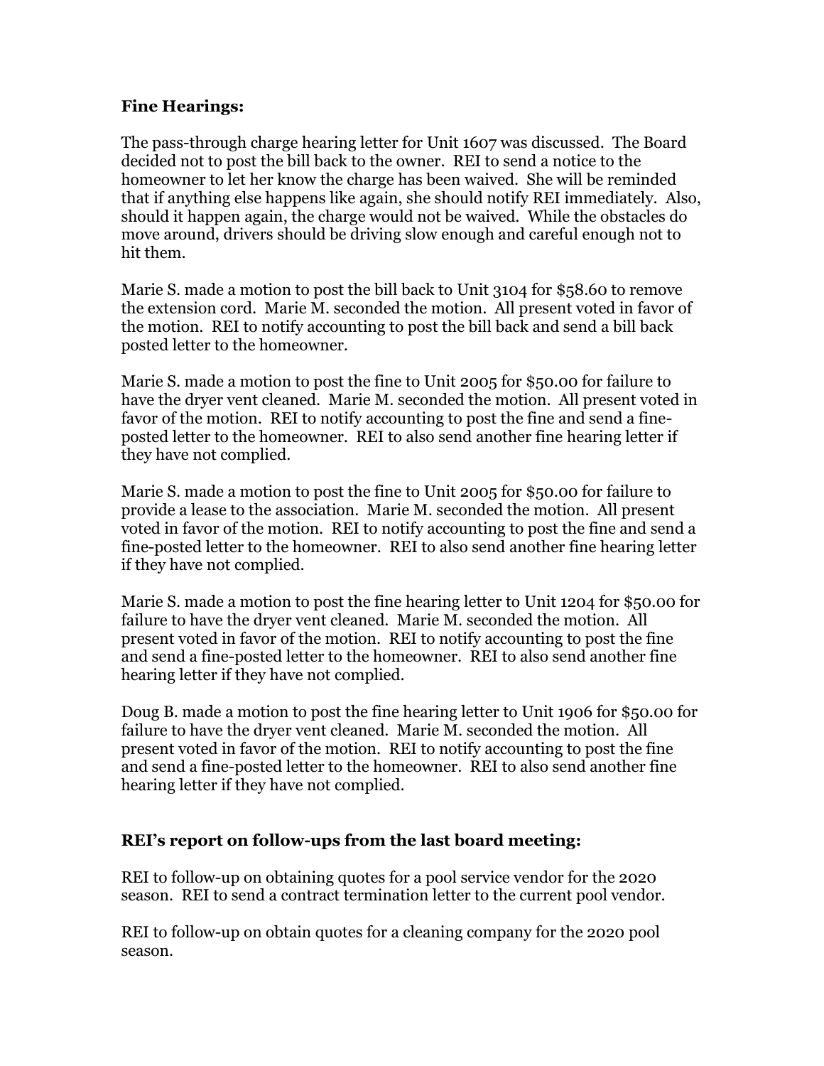**Fine Hearings:**

The pass-through charge hearing letter for Unit 1607 was discussed. The Board decided not to post the bill back to the owner. REI to send a notice to the homeowner to let her know the charge has been waived. She will be reminded that if anything else happens like again, she should notify REI immediately. Also, should it happen again, the charge would not be waived. While the obstacles do move around, drivers should be driving slow enough and careful enough not to hit them.

Marie S. made a motion to post the bill back to Unit 3104 for $58.60 to remove the extension cord. Marie M. seconded the motion. All present voted in favor of the motion. REI to notify accounting to post the bill back and send a bill back posted letter to the homeowner.

Marie S. made a motion to post the fine to Unit 2005 for $50.00 for failure to have the dryer vent cleaned. Marie M. seconded the motion. All present voted in favor of the motion. REI to notify accounting to post the fine and send a fine-posted letter to the homeowner. REI to also send another fine hearing letter if they have not complied.

Marie S. made a motion to post the fine to Unit 2005 for $50.00 for failure to provide a lease to the association. Marie M. seconded the motion. All present voted in favor of the motion. REI to notify accounting to post the fine and send a fine-posted letter to the homeowner. REI to also send another fine hearing letter if they have not complied.

Marie S. made a motion to post the fine hearing letter to Unit 1204 for $50.00 for failure to have the dryer vent cleaned. Marie M. seconded the motion. All present voted in favor of the motion. REI to notify accounting to post the fine and send a fine-posted letter to the homeowner. REI to also send another fine hearing letter if they have not complied.

Doug B. made a motion to post the fine hearing letter to Unit 1906 for $50.00 for failure to have the dryer vent cleaned. Marie M. seconded the motion. All present voted in favor of the motion. REI to notify accounting to post the fine and send a fine-posted letter to the homeowner. REI to also send another fine hearing letter if they have not complied.

**REI's report on follow-ups from the last board meeting:**

REI to follow-up on obtaining quotes for a pool service vendor for the 2020 season. REI to send a contract termination letter to the current pool vendor.

REI to follow-up on obtain quotes for a cleaning company for the 2020 pool season.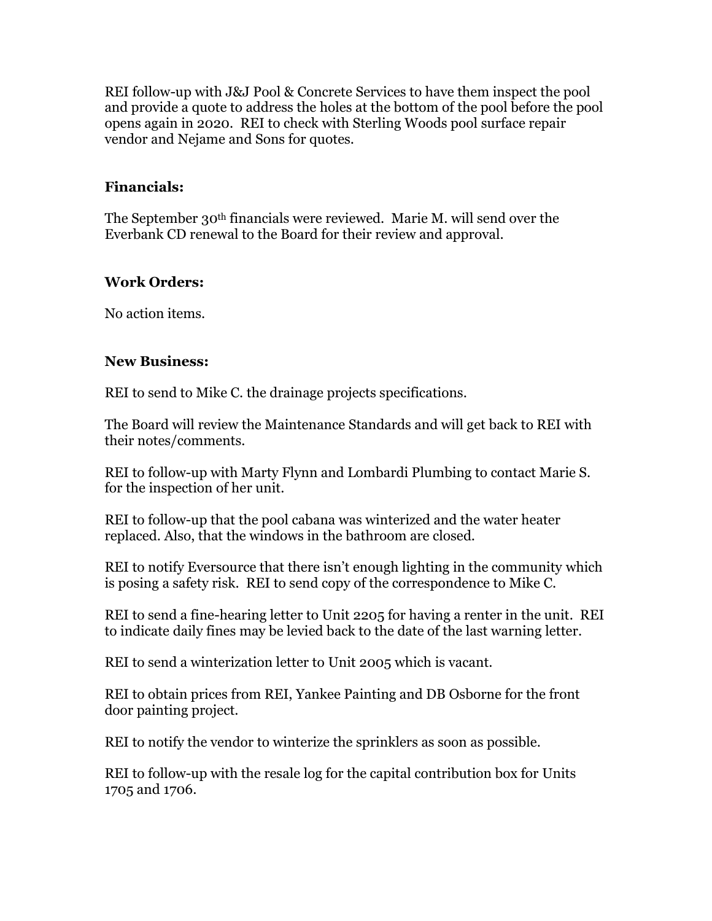REI follow-up with J&J Pool & Concrete Services to have them inspect the pool and provide a quote to address the holes at the bottom of the pool before the pool opens again in 2020. REI to check with Sterling Woods pool surface repair vendor and Nejame and Sons for quotes.

**Financials:**

The September 30th financials were reviewed. Marie M. will send over the Everbank CD renewal to the Board for their review and approval.

**Work Orders:**

No action items.

**New Business:**

REI to send to Mike C. the drainage projects specifications.

The Board will review the Maintenance Standards and will get back to REI with their notes/comments.

REI to follow-up with Marty Flynn and Lombardi Plumbing to contact Marie S. for the inspection of her unit.

REI to follow-up that the pool cabana was winterized and the water heater replaced. Also, that the windows in the bathroom are closed.

REI to notify Eversource that there isn't enough lighting in the community which is posing a safety risk. REI to send copy of the correspondence to Mike C.

REI to send a fine-hearing letter to Unit 2205 for having a renter in the unit. REI to indicate daily fines may be levied back to the date of the last warning letter.

REI to send a winterization letter to Unit 2005 which is vacant.

REI to obtain prices from REI, Yankee Painting and DB Osborne for the front door painting project.

REI to notify the vendor to winterize the sprinklers as soon as possible.

REI to follow-up with the resale log for the capital contribution box for Units 1705 and 1706.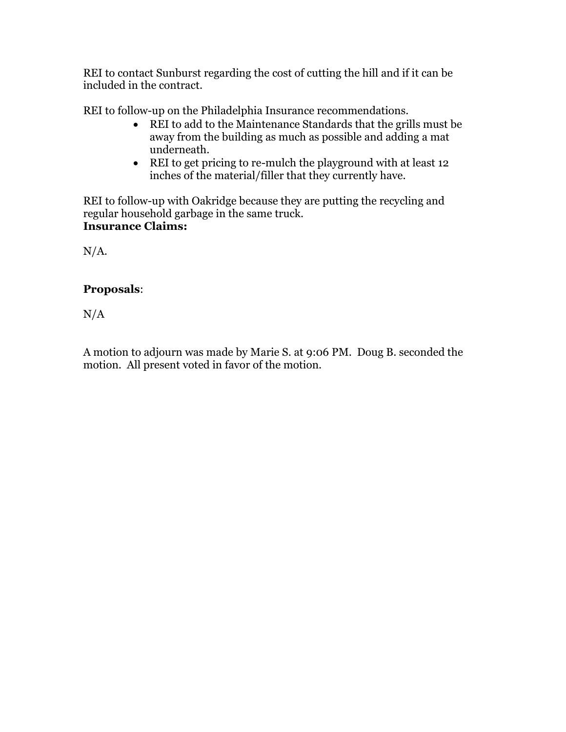REI to contact Sunburst regarding the cost of cutting the hill and if it can be included in the contract.

REI to follow-up on the Philadelphia Insurance recommendations.

- REI to add to the Maintenance Standards that the grills must be away from the building as much as possible and adding a mat underneath.
- REI to get pricing to re-mulch the playground with at least 12 inches of the material/filler that they currently have.

REI to follow-up with Oakridge because they are putting the recycling and regular household garbage in the same truck.

**Insurance Claims:**

N/A.

**Proposals**:

N/A

A motion to adjourn was made by Marie S. at 9:06 PM. Doug B. seconded the motion. All present voted in favor of the motion.